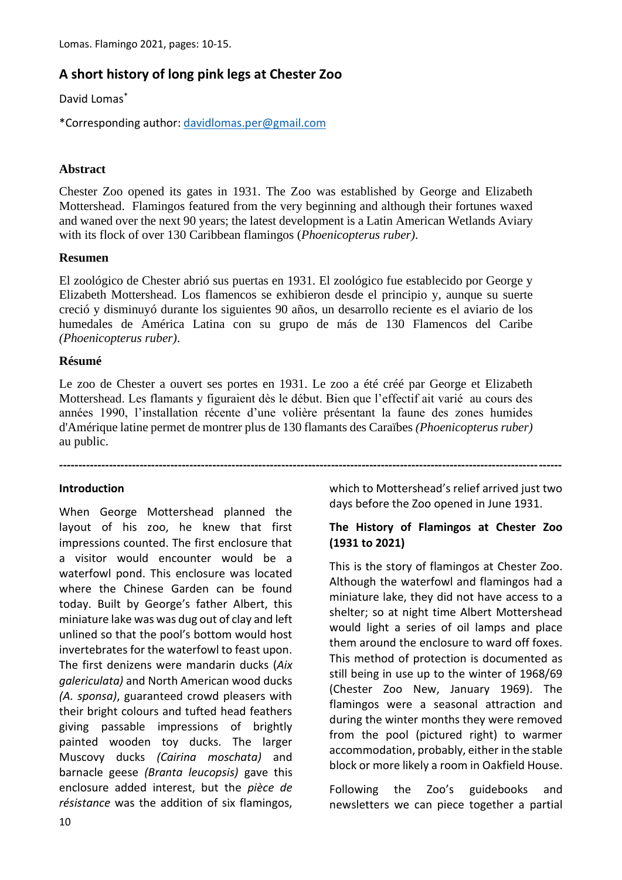# A short history of long pink legs at Chester Zoo

David Lomas*

*Corresponding author: davidlomas.per@gmail.com

### Abstract

Chester Zoo opened its gates in 1931. The Zoo was established by George and Elizabeth Mottershead. Flamingos featured from the very beginning and although their fortunes waxed and waned over the next 90 years; the latest development is a Latin American Wetlands Aviary with its flock of over 130 Caribbean flamingos (*Phoenicopterus ruber)*.

### Resumen

El zoológico de Chester abrió sus puertas en 1931. El zoológico fue establecido por George y Elizabeth Mottershead. Los flamencos se exhibieron desde el principio y, aunque su suerte creció y disminuyó durante los siguientes 90 años, un desarrollo reciente es el aviario de los humedales de América Latina con su grupo de más de 130 Flamencos del Caribe *(Phoenicopterus ruber)*.

### Résumé

Le zoo de Chester a ouvert ses portes en 1931. Le zoo a été créé par George et Elizabeth Mottershead. Les flamants y figuraient dès le début. Bien que l'effectif ait varié au cours des années 1990, l'installation récente d'une volière présentant la faune des zones humides d'Amérique latine permet de montrer plus de 130 flamants des Caraïbes *(Phoenicopterus ruber)* au public.

---

### Introduction

When George Mottershead planned the layout of his zoo, he knew that first impressions counted. The first enclosure that a visitor would encounter would be a waterfowl pond. This enclosure was located where the Chinese Garden can be found today. Built by George's father Albert, this miniature lake was was dug out of clay and left unlined so that the pool's bottom would host invertebrates for the waterfowl to feast upon. The first denizens were mandarin ducks (*Aix galericulata)* and North American wood ducks *(A. sponsa)*, guaranteed crowd pleasers with their bright colours and tufted head feathers giving passable impressions of brightly painted wooden toy ducks. The larger Muscovy ducks *(Cairina moschata)* and barnacle geese *(Branta leucopsis)* gave this enclosure added interest, but the *pièce de résistance* was the addition of six flamingos, which to Mottershead's relief arrived just two days before the Zoo opened in June 1931.

### The History of Flamingos at Chester Zoo (1931 to 2021)

This is the story of flamingos at Chester Zoo. Although the waterfowl and flamingos had a miniature lake, they did not have access to a shelter; so at night time Albert Mottershead would light a series of oil lamps and place them around the enclosure to ward off foxes. This method of protection is documented as still being in use up to the winter of 1968/69 (Chester Zoo New, January 1969). The flamingos were a seasonal attraction and during the winter months they were removed from the pool (pictured right) to warmer accommodation, probably, either in the stable block or more likely a room in Oakfield House.

Following the Zoo's guidebooks and newsletters we can piece together a partial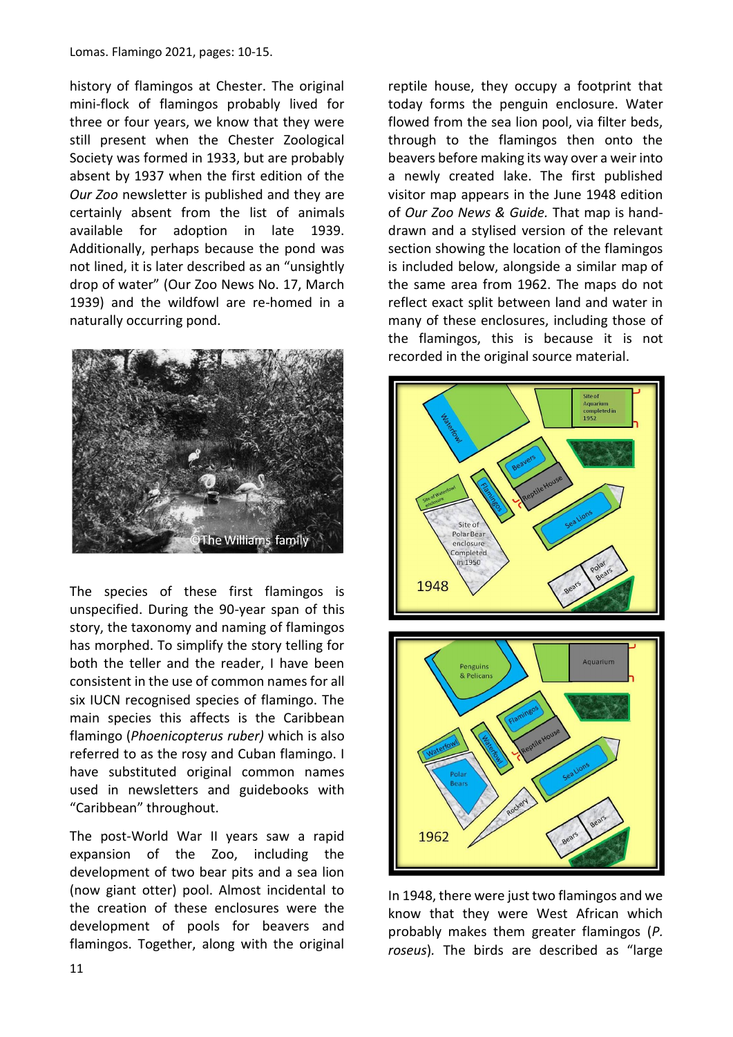history of flamingos at Chester. The original mini-flock of flamingos probably lived for three or four years, we know that they were still present when the Chester Zoological Society was formed in 1933, but are probably absent by 1937 when the first edition of the *Our Zoo* newsletter is published and they are certainly absent from the list of animals available for adoption in late 1939. Additionally, perhaps because the pond was not lined, it is later described as an "unsightly drop of water" (Our Zoo News No. 17, March 1939) and the wildfowl are re-homed in a naturally occurring pond.

©The Williams family

The species of these first flamingos is unspecified. During the 90-year span of this story, the taxonomy and naming of flamingos has morphed. To simplify the story telling for both the teller and the reader, I have been consistent in the use of common names for all six IUCN recognised species of flamingo. The main species this affects is the Caribbean flamingo (*Phoenicopterus ruber)* which is also referred to as the rosy and Cuban flamingo. I have substituted original common names used in newsletters and guidebooks with "Caribbean" throughout.

The post-World War II years saw a rapid expansion of the Zoo, including the development of two bear pits and a sea lion (now giant otter) pool. Almost incidental to the creation of these enclosures were the development of pools for beavers and flamingos. Together, along with the original reptile house, they occupy a footprint that today forms the penguin enclosure. Water flowed from the sea lion pool, via filter beds, through to the flamingos then onto the beavers before making its way over a weir into a newly created lake. The first published visitor map appears in the June 1948 edition of *Our Zoo News & Guide.* That map is hand-drawn and a stylised version of the relevant section showing the location of the flamingos is included below, alongside a similar map of the same area from 1962. The maps do not reflect exact split between land and water in many of these enclosures, including those of the flamingos, this is because it is not recorded in the original source material.

In 1948, there were just two flamingos and we know that they were West African which probably makes them greater flamingos (*P. roseus*). The birds are described as "large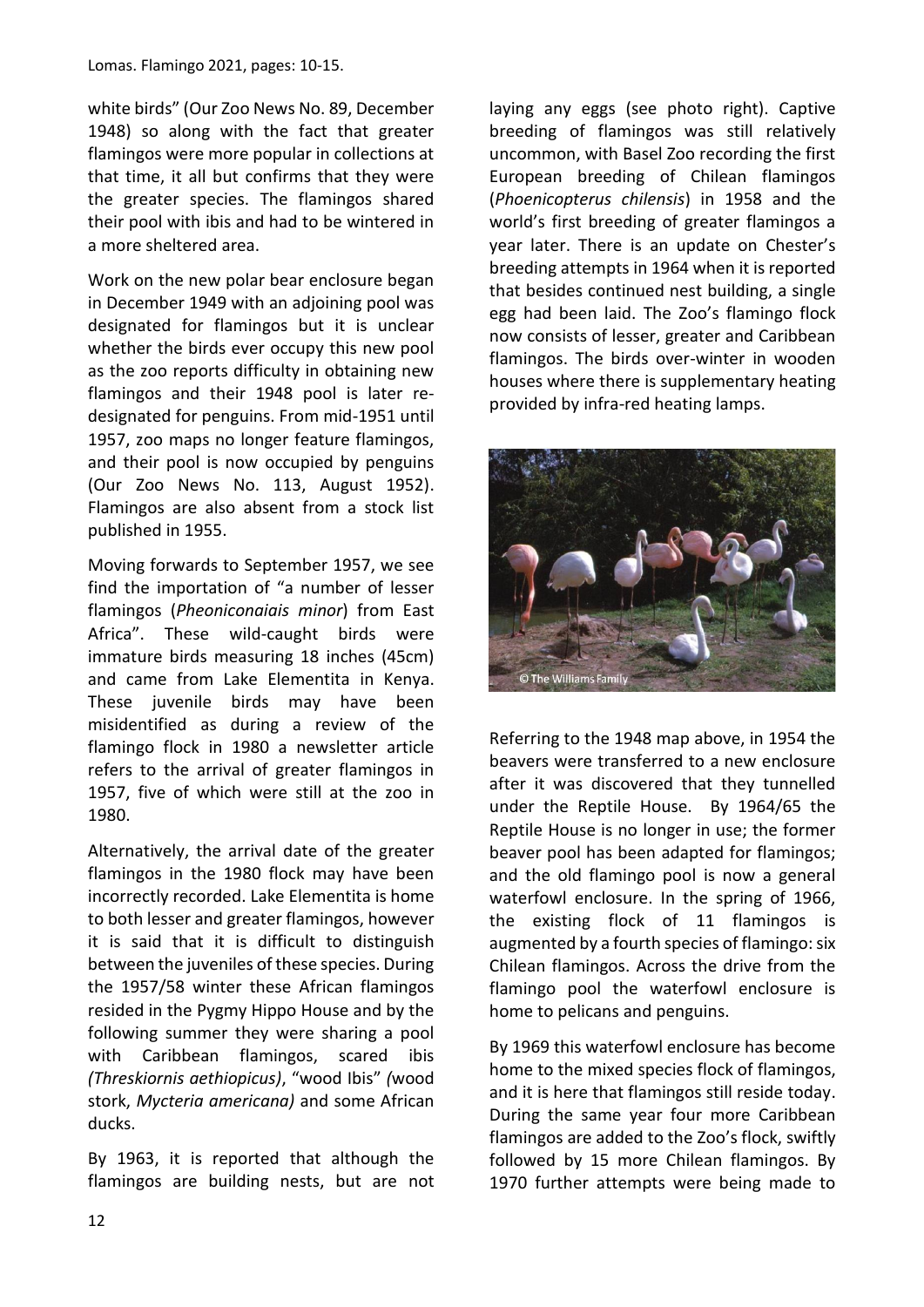white birds" (Our Zoo News No. 89, December 1948) so along with the fact that greater flamingos were more popular in collections at that time, it all but confirms that they were the greater species. The flamingos shared their pool with ibis and had to be wintered in a more sheltered area.

Work on the new polar bear enclosure began in December 1949 with an adjoining pool was designated for flamingos but it is unclear whether the birds ever occupy this new pool as the zoo reports difficulty in obtaining new flamingos and their 1948 pool is later re-designated for penguins. From mid-1951 until 1957, zoo maps no longer feature flamingos, and their pool is now occupied by penguins (Our Zoo News No. 113, August 1952). Flamingos are also absent from a stock list published in 1955.

Moving forwards to September 1957, we see find the importation of "a number of lesser flamingos (*Pheoniconaiais minor*) from East Africa". These wild-caught birds were immature birds measuring 18 inches (45cm) and came from Lake Elementita in Kenya. These juvenile birds may have been misidentified as during a review of the flamingo flock in 1980 a newsletter article refers to the arrival of greater flamingos in 1957, five of which were still at the zoo in 1980.

Alternatively, the arrival date of the greater flamingos in the 1980 flock may have been incorrectly recorded. Lake Elementita is home to both lesser and greater flamingos, however it is said that it is difficult to distinguish between the juveniles of these species. During the 1957/58 winter these African flamingos resided in the Pygmy Hippo House and by the following summer they were sharing a pool with Caribbean flamingos, scared ibis *(Threskiornis aethiopicus)*, "wood Ibis" *(*wood stork, *Mycteria americana)* and some African ducks.

By 1963, it is reported that although the flamingos are building nests, but are not laying any eggs (see photo right). Captive breeding of flamingos was still relatively uncommon, with Basel Zoo recording the first European breeding of Chilean flamingos (*Phoenicopterus chilensis*) in 1958 and the world's first breeding of greater flamingos a year later. There is an update on Chester's breeding attempts in 1964 when it is reported that besides continued nest building, a single egg had been laid. The Zoo's flamingo flock now consists of lesser, greater and Caribbean flamingos. The birds over-winter in wooden houses where there is supplementary heating provided by infra-red heating lamps.

© The Williams Family

Referring to the 1948 map above, in 1954 the beavers were transferred to a new enclosure after it was discovered that they tunnelled under the Reptile House. By 1964/65 the Reptile House is no longer in use; the former beaver pool has been adapted for flamingos; and the old flamingo pool is now a general waterfowl enclosure. In the spring of 1966, the existing flock of 11 flamingos is augmented by a fourth species of flamingo: six Chilean flamingos. Across the drive from the flamingo pool the waterfowl enclosure is home to pelicans and penguins.

By 1969 this waterfowl enclosure has become home to the mixed species flock of flamingos, and it is here that flamingos still reside today. During the same year four more Caribbean flamingos are added to the Zoo's flock, swiftly followed by 15 more Chilean flamingos. By 1970 further attempts were being made to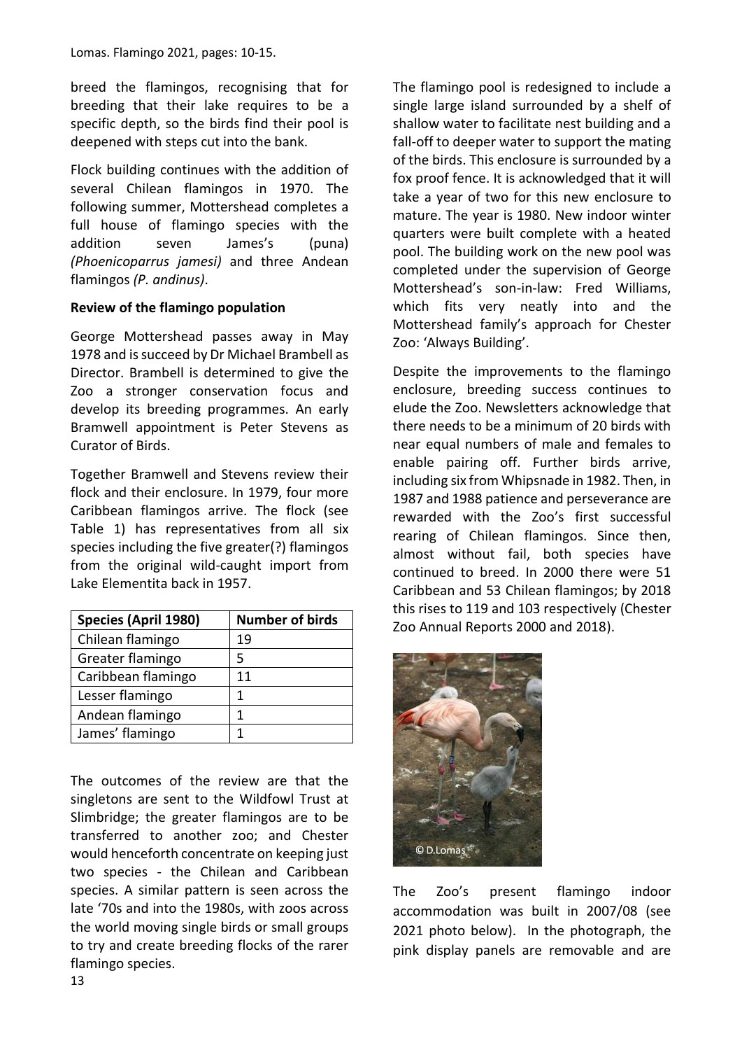breed the flamingos, recognising that for breeding that their lake requires to be a specific depth, so the birds find their pool is deepened with steps cut into the bank.

Flock building continues with the addition of several Chilean flamingos in 1970. The following summer, Mottershead completes a full house of flamingo species with the addition seven James's (puna) *(Phoenicoparrus jamesi)* and three Andean flamingos *(P. andinus)*.

**Review of the flamingo population**

George Mottershead passes away in May 1978 and is succeed by Dr Michael Brambell as Director. Brambell is determined to give the Zoo a stronger conservation focus and develop its breeding programmes. An early Bramwell appointment is Peter Stevens as Curator of Birds.

Together Bramwell and Stevens review their flock and their enclosure. In 1979, four more Caribbean flamingos arrive. The flock (see Table 1) has representatives from all six species including the five greater(?) flamingos from the original wild-caught import from Lake Elementita back in 1957.

| Species (April 1980) | Number of birds |
|---|---|
| Chilean flamingo | 19 |
| Greater flamingo | 5 |
| Caribbean flamingo | 11 |
| Lesser flamingo | 1 |
| Andean flamingo | 1 |
| James' flamingo | 1 |

The outcomes of the review are that the singletons are sent to the Wildfowl Trust at Slimbridge; the greater flamingos are to be transferred to another zoo; and Chester would henceforth concentrate on keeping just two species - the Chilean and Caribbean species. A similar pattern is seen across the late '70s and into the 1980s, with zoos across the world moving single birds or small groups to try and create breeding flocks of the rarer flamingo species.

The flamingo pool is redesigned to include a single large island surrounded by a shelf of shallow water to facilitate nest building and a fall-off to deeper water to support the mating of the birds. This enclosure is surrounded by a fox proof fence. It is acknowledged that it will take a year of two for this new enclosure to mature. The year is 1980. New indoor winter quarters were built complete with a heated pool. The building work on the new pool was completed under the supervision of George Mottershead's son-in-law: Fred Williams, which fits very neatly into and the Mottershead family's approach for Chester Zoo: 'Always Building'.

Despite the improvements to the flamingo enclosure, breeding success continues to elude the Zoo. Newsletters acknowledge that there needs to be a minimum of 20 birds with near equal numbers of male and females to enable pairing off. Further birds arrive, including six from Whipsnade in 1982. Then, in 1987 and 1988 patience and perseverance are rewarded with the Zoo's first successful rearing of Chilean flamingos. Since then, almost without fail, both species have continued to breed. In 2000 there were 51 Caribbean and 53 Chilean flamingos; by 2018 this rises to 119 and 103 respectively (Chester Zoo Annual Reports 2000 and 2018).

© D.Lomas

The Zoo's present flamingo indoor accommodation was built in 2007/08 (see 2021 photo below). In the photograph, the pink display panels are removable and are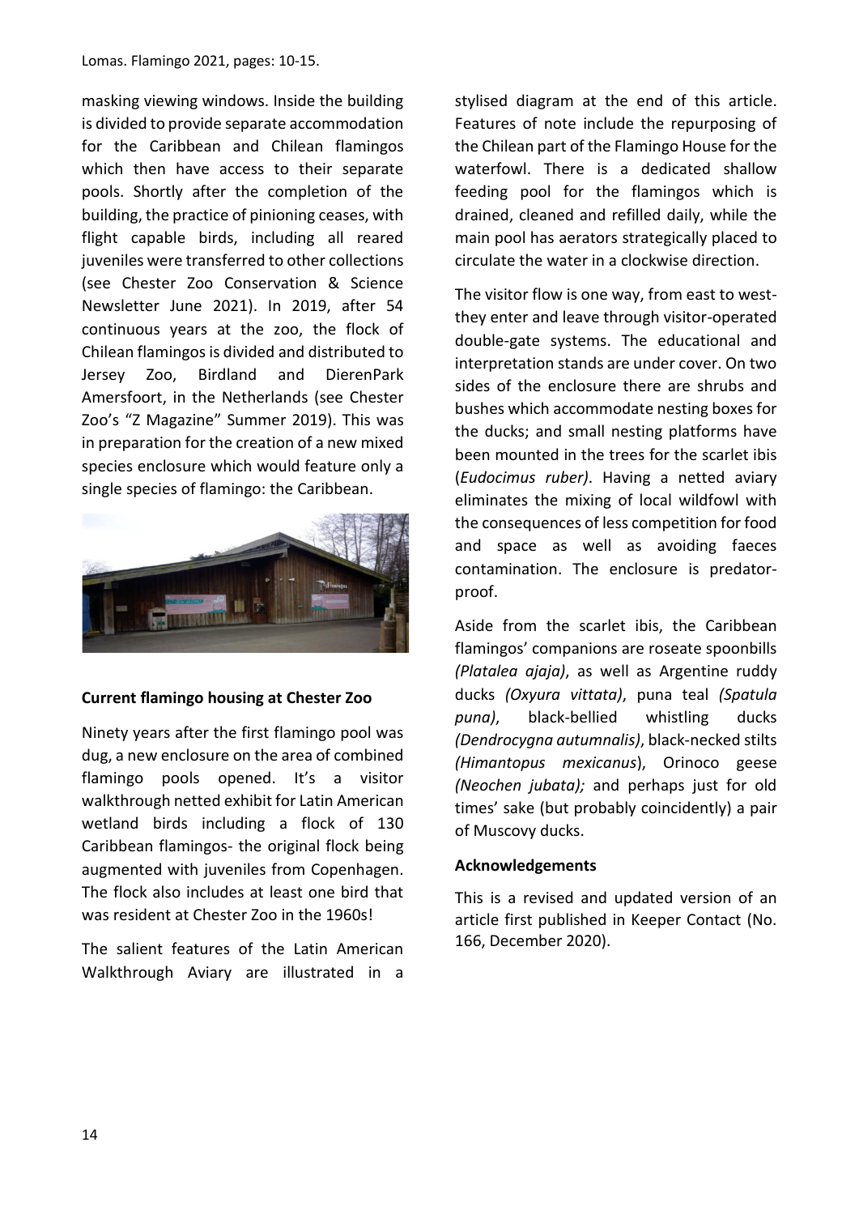masking viewing windows. Inside the building is divided to provide separate accommodation for the Caribbean and Chilean flamingos which then have access to their separate pools. Shortly after the completion of the building, the practice of pinioning ceases, with flight capable birds, including all reared juveniles were transferred to other collections (see Chester Zoo Conservation & Science Newsletter June 2021). In 2019, after 54 continuous years at the zoo, the flock of Chilean flamingos is divided and distributed to Jersey Zoo, Birdland and DierenPark Amersfoort, in the Netherlands (see Chester Zoo's "Z Magazine" Summer 2019). This was in preparation for the creation of a new mixed species enclosure which would feature only a single species of flamingo: the Caribbean.

**Current flamingo housing at Chester Zoo**

Ninety years after the first flamingo pool was dug, a new enclosure on the area of combined flamingo pools opened. It's a visitor walkthrough netted exhibit for Latin American wetland birds including a flock of 130 Caribbean flamingos- the original flock being augmented with juveniles from Copenhagen. The flock also includes at least one bird that was resident at Chester Zoo in the 1960s!

The salient features of the Latin American Walkthrough Aviary are illustrated in a stylised diagram at the end of this article. Features of note include the repurposing of the Chilean part of the Flamingo House for the waterfowl. There is a dedicated shallow feeding pool for the flamingos which is drained, cleaned and refilled daily, while the main pool has aerators strategically placed to circulate the water in a clockwise direction.

The visitor flow is one way, from east to west- they enter and leave through visitor-operated double-gate systems. The educational and interpretation stands are under cover. On two sides of the enclosure there are shrubs and bushes which accommodate nesting boxes for the ducks; and small nesting platforms have been mounted in the trees for the scarlet ibis (*Eudocimus ruber)*. Having a netted aviary eliminates the mixing of local wildfowl with the consequences of less competition for food and space as well as avoiding faeces contamination. The enclosure is predator-proof.

Aside from the scarlet ibis, the Caribbean flamingos' companions are roseate spoonbills *(Platalea ajaja)*, as well as Argentine ruddy ducks *(Oxyura vittata)*, puna teal *(Spatula puna)*, black-bellied whistling ducks *(Dendrocygna autumnalis)*, black-necked stilts *(Himantopus mexicanus*), Orinoco geese *(Neochen jubata);* and perhaps just for old times' sake (but probably coincidently) a pair of Muscovy ducks.

**Acknowledgements**

This is a revised and updated version of an article first published in Keeper Contact (No. 166, December 2020).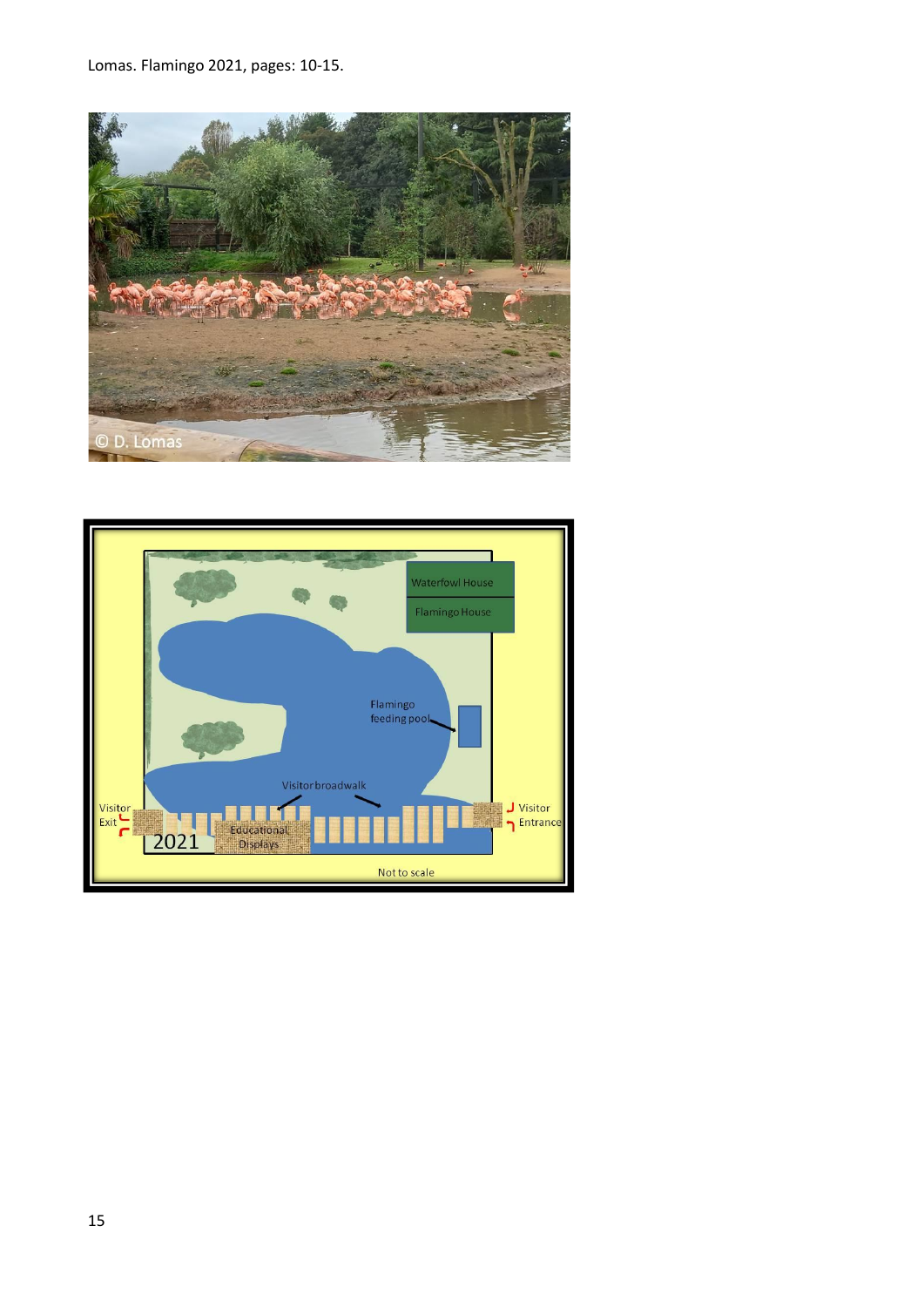Lomas. Flamingo 2021, pages: 10-15.

© D. Lomas

Waterfowl House

Flamingo House

Flamingo feeding pool

Visitor broadwalk

Visitor Exit

Visitor Entrance

2021

Educational Displays

Not to scale